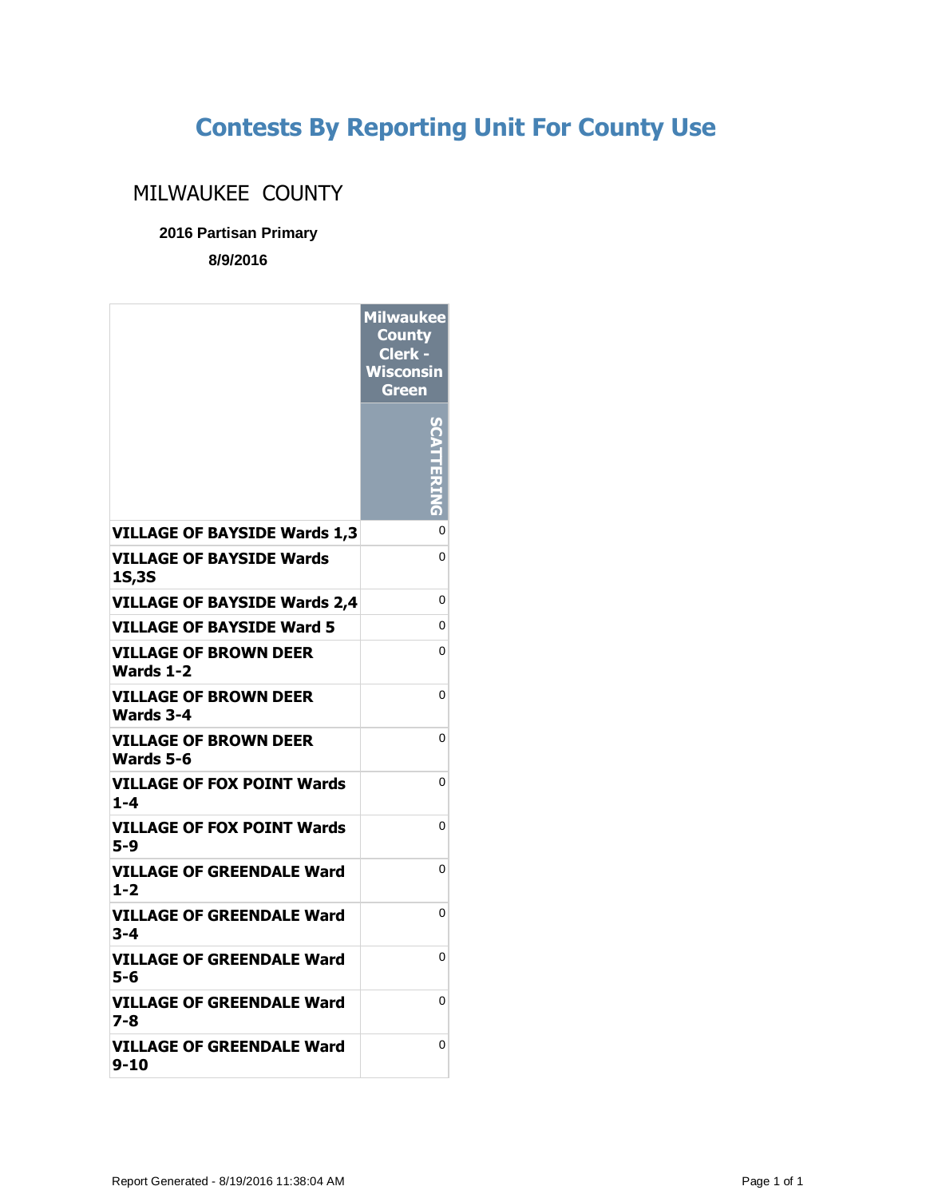# Contests By Reporting Unit For County Use

## MILWAUKEE COUNTY

**2016 Partisan Primary**

**8/9/2016**

| | Milwaukee County Clerk - Wisconsin Green |
|---|---|
| | SCATTERING |
| **VILLAGE OF BAYSIDE Wards 1,3** | 0 |
| **VILLAGE OF BAYSIDE Wards 1S,3S** | 0 |
| **VILLAGE OF BAYSIDE Wards 2,4** | 0 |
| **VILLAGE OF BAYSIDE Ward 5** | 0 |
| **VILLAGE OF BROWN DEER Wards 1-2** | 0 |
| **VILLAGE OF BROWN DEER Wards 3-4** | 0 |
| **VILLAGE OF BROWN DEER Wards 5-6** | 0 |
| **VILLAGE OF FOX POINT Wards 1-4** | 0 |
| **VILLAGE OF FOX POINT Wards 5-9** | 0 |
| **VILLAGE OF GREENDALE Ward 1-2** | 0 |
| **VILLAGE OF GREENDALE Ward 3-4** | 0 |
| **VILLAGE OF GREENDALE Ward 5-6** | 0 |
| **VILLAGE OF GREENDALE Ward 7-8** | 0 |
| **VILLAGE OF GREENDALE Ward 9-10** | 0 |

Report Generated - 8/19/2016 11:38:04 AM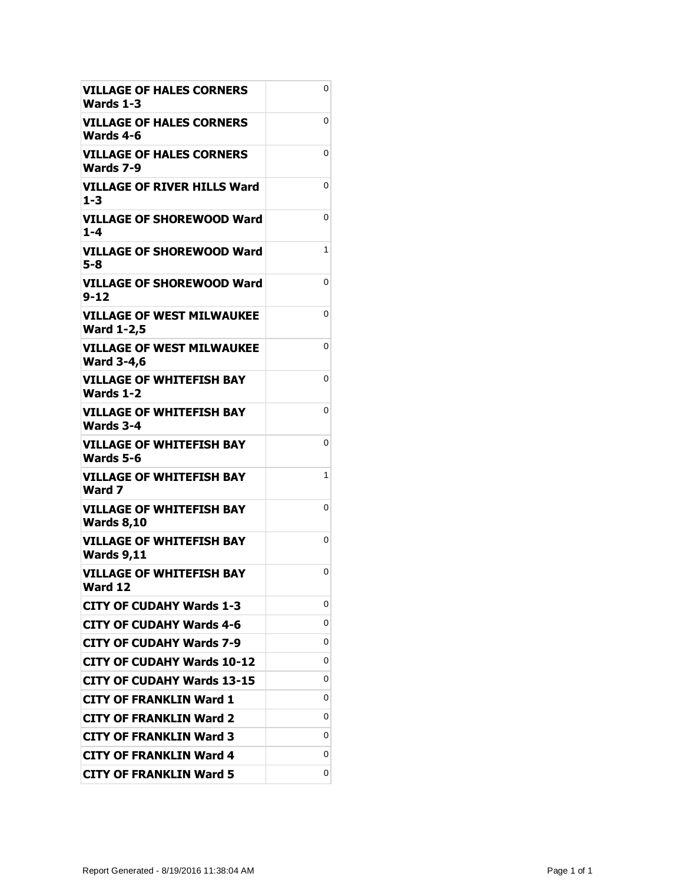| | |
|---|---|
| **VILLAGE OF HALES CORNERS Wards 1-3** | 0 |
| **VILLAGE OF HALES CORNERS Wards 4-6** | 0 |
| **VILLAGE OF HALES CORNERS Wards 7-9** | 0 |
| **VILLAGE OF RIVER HILLS Ward 1-3** | 0 |
| **VILLAGE OF SHOREWOOD Ward 1-4** | 0 |
| **VILLAGE OF SHOREWOOD Ward 5-8** | 1 |
| **VILLAGE OF SHOREWOOD Ward 9-12** | 0 |
| **VILLAGE OF WEST MILWAUKEE Ward 1-2,5** | 0 |
| **VILLAGE OF WEST MILWAUKEE Ward 3-4,6** | 0 |
| **VILLAGE OF WHITEFISH BAY Wards 1-2** | 0 |
| **VILLAGE OF WHITEFISH BAY Wards 3-4** | 0 |
| **VILLAGE OF WHITEFISH BAY Wards 5-6** | 0 |
| **VILLAGE OF WHITEFISH BAY Ward 7** | 1 |
| **VILLAGE OF WHITEFISH BAY Wards 8,10** | 0 |
| **VILLAGE OF WHITEFISH BAY Wards 9,11** | 0 |
| **VILLAGE OF WHITEFISH BAY Ward 12** | 0 |
| **CITY OF CUDAHY Wards 1-3** | 0 |
| **CITY OF CUDAHY Wards 4-6** | 0 |
| **CITY OF CUDAHY Wards 7-9** | 0 |
| **CITY OF CUDAHY Wards 10-12** | 0 |
| **CITY OF CUDAHY Wards 13-15** | 0 |
| **CITY OF FRANKLIN Ward 1** | 0 |
| **CITY OF FRANKLIN Ward 2** | 0 |
| **CITY OF FRANKLIN Ward 3** | 0 |
| **CITY OF FRANKLIN Ward 4** | 0 |
| **CITY OF FRANKLIN Ward 5** | 0 |

Report Generated - 8/19/2016 11:38:04 AM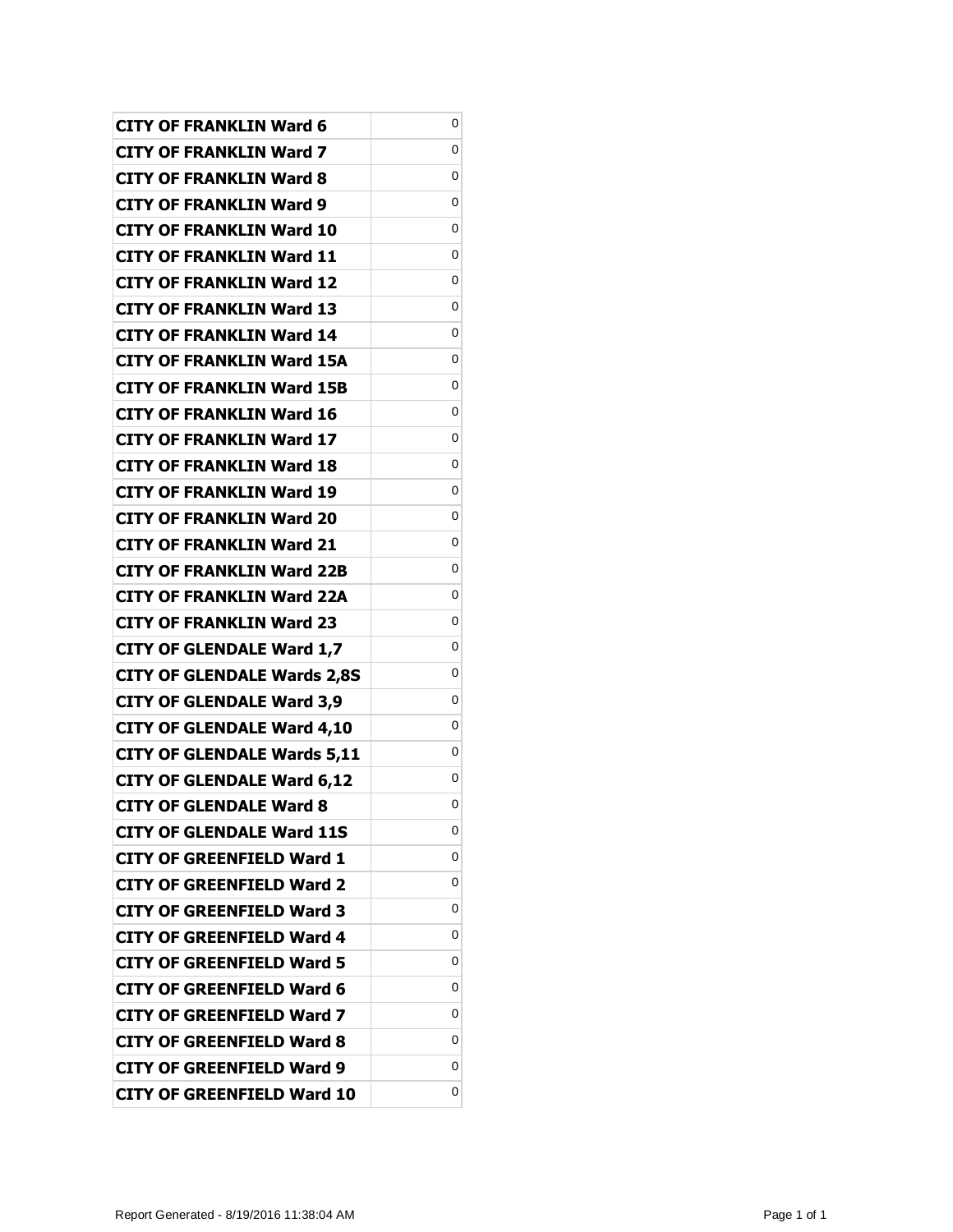| | |
|---|---|
| **CITY OF FRANKLIN Ward 6** | 0 |
| **CITY OF FRANKLIN Ward 7** | 0 |
| **CITY OF FRANKLIN Ward 8** | 0 |
| **CITY OF FRANKLIN Ward 9** | 0 |
| **CITY OF FRANKLIN Ward 10** | 0 |
| **CITY OF FRANKLIN Ward 11** | 0 |
| **CITY OF FRANKLIN Ward 12** | 0 |
| **CITY OF FRANKLIN Ward 13** | 0 |
| **CITY OF FRANKLIN Ward 14** | 0 |
| **CITY OF FRANKLIN Ward 15A** | 0 |
| **CITY OF FRANKLIN Ward 15B** | 0 |
| **CITY OF FRANKLIN Ward 16** | 0 |
| **CITY OF FRANKLIN Ward 17** | 0 |
| **CITY OF FRANKLIN Ward 18** | 0 |
| **CITY OF FRANKLIN Ward 19** | 0 |
| **CITY OF FRANKLIN Ward 20** | 0 |
| **CITY OF FRANKLIN Ward 21** | 0 |
| **CITY OF FRANKLIN Ward 22B** | 0 |
| **CITY OF FRANKLIN Ward 22A** | 0 |
| **CITY OF FRANKLIN Ward 23** | 0 |
| **CITY OF GLENDALE Ward 1,7** | 0 |
| **CITY OF GLENDALE Wards 2,8S** | 0 |
| **CITY OF GLENDALE Ward 3,9** | 0 |
| **CITY OF GLENDALE Ward 4,10** | 0 |
| **CITY OF GLENDALE Wards 5,11** | 0 |
| **CITY OF GLENDALE Ward 6,12** | 0 |
| **CITY OF GLENDALE Ward 8** | 0 |
| **CITY OF GLENDALE Ward 11S** | 0 |
| **CITY OF GREENFIELD Ward 1** | 0 |
| **CITY OF GREENFIELD Ward 2** | 0 |
| **CITY OF GREENFIELD Ward 3** | 0 |
| **CITY OF GREENFIELD Ward 4** | 0 |
| **CITY OF GREENFIELD Ward 5** | 0 |
| **CITY OF GREENFIELD Ward 6** | 0 |
| **CITY OF GREENFIELD Ward 7** | 0 |
| **CITY OF GREENFIELD Ward 8** | 0 |
| **CITY OF GREENFIELD Ward 9** | 0 |
| **CITY OF GREENFIELD Ward 10** | 0 |

Report Generated - 8/19/2016 11:38:04 AM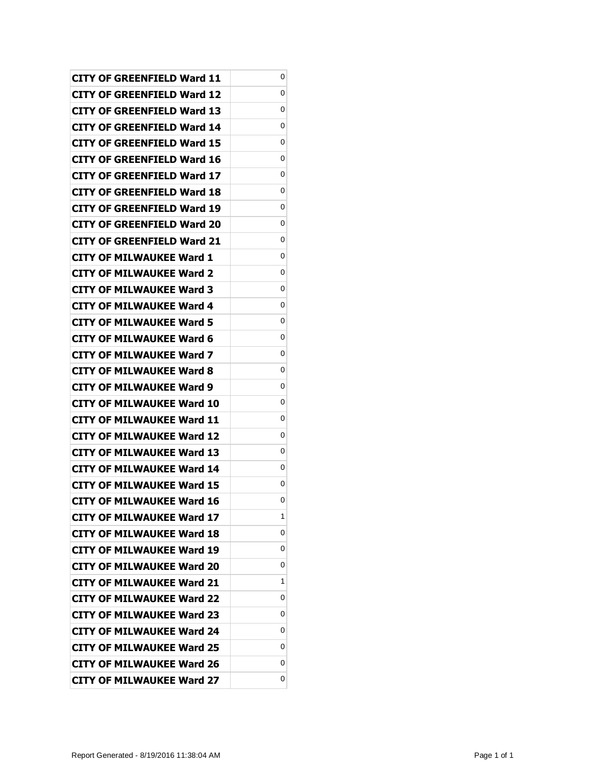| | |
|---|---|
| **CITY OF GREENFIELD Ward 11** | 0 |
| **CITY OF GREENFIELD Ward 12** | 0 |
| **CITY OF GREENFIELD Ward 13** | 0 |
| **CITY OF GREENFIELD Ward 14** | 0 |
| **CITY OF GREENFIELD Ward 15** | 0 |
| **CITY OF GREENFIELD Ward 16** | 0 |
| **CITY OF GREENFIELD Ward 17** | 0 |
| **CITY OF GREENFIELD Ward 18** | 0 |
| **CITY OF GREENFIELD Ward 19** | 0 |
| **CITY OF GREENFIELD Ward 20** | 0 |
| **CITY OF GREENFIELD Ward 21** | 0 |
| **CITY OF MILWAUKEE Ward 1** | 0 |
| **CITY OF MILWAUKEE Ward 2** | 0 |
| **CITY OF MILWAUKEE Ward 3** | 0 |
| **CITY OF MILWAUKEE Ward 4** | 0 |
| **CITY OF MILWAUKEE Ward 5** | 0 |
| **CITY OF MILWAUKEE Ward 6** | 0 |
| **CITY OF MILWAUKEE Ward 7** | 0 |
| **CITY OF MILWAUKEE Ward 8** | 0 |
| **CITY OF MILWAUKEE Ward 9** | 0 |
| **CITY OF MILWAUKEE Ward 10** | 0 |
| **CITY OF MILWAUKEE Ward 11** | 0 |
| **CITY OF MILWAUKEE Ward 12** | 0 |
| **CITY OF MILWAUKEE Ward 13** | 0 |
| **CITY OF MILWAUKEE Ward 14** | 0 |
| **CITY OF MILWAUKEE Ward 15** | 0 |
| **CITY OF MILWAUKEE Ward 16** | 0 |
| **CITY OF MILWAUKEE Ward 17** | 1 |
| **CITY OF MILWAUKEE Ward 18** | 0 |
| **CITY OF MILWAUKEE Ward 19** | 0 |
| **CITY OF MILWAUKEE Ward 20** | 0 |
| **CITY OF MILWAUKEE Ward 21** | 1 |
| **CITY OF MILWAUKEE Ward 22** | 0 |
| **CITY OF MILWAUKEE Ward 23** | 0 |
| **CITY OF MILWAUKEE Ward 24** | 0 |
| **CITY OF MILWAUKEE Ward 25** | 0 |
| **CITY OF MILWAUKEE Ward 26** | 0 |
| **CITY OF MILWAUKEE Ward 27** | 0 |

Report Generated - 8/19/2016 11:38:04 AM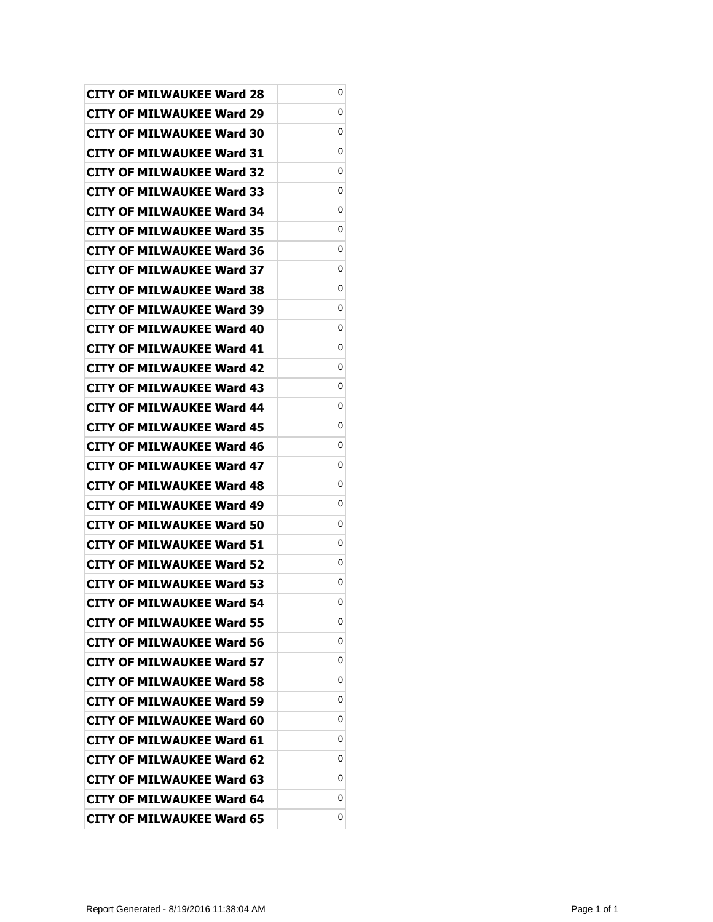| | |
|---|---|
| **CITY OF MILWAUKEE Ward 28** | 0 |
| **CITY OF MILWAUKEE Ward 29** | 0 |
| **CITY OF MILWAUKEE Ward 30** | 0 |
| **CITY OF MILWAUKEE Ward 31** | 0 |
| **CITY OF MILWAUKEE Ward 32** | 0 |
| **CITY OF MILWAUKEE Ward 33** | 0 |
| **CITY OF MILWAUKEE Ward 34** | 0 |
| **CITY OF MILWAUKEE Ward 35** | 0 |
| **CITY OF MILWAUKEE Ward 36** | 0 |
| **CITY OF MILWAUKEE Ward 37** | 0 |
| **CITY OF MILWAUKEE Ward 38** | 0 |
| **CITY OF MILWAUKEE Ward 39** | 0 |
| **CITY OF MILWAUKEE Ward 40** | 0 |
| **CITY OF MILWAUKEE Ward 41** | 0 |
| **CITY OF MILWAUKEE Ward 42** | 0 |
| **CITY OF MILWAUKEE Ward 43** | 0 |
| **CITY OF MILWAUKEE Ward 44** | 0 |
| **CITY OF MILWAUKEE Ward 45** | 0 |
| **CITY OF MILWAUKEE Ward 46** | 0 |
| **CITY OF MILWAUKEE Ward 47** | 0 |
| **CITY OF MILWAUKEE Ward 48** | 0 |
| **CITY OF MILWAUKEE Ward 49** | 0 |
| **CITY OF MILWAUKEE Ward 50** | 0 |
| **CITY OF MILWAUKEE Ward 51** | 0 |
| **CITY OF MILWAUKEE Ward 52** | 0 |
| **CITY OF MILWAUKEE Ward 53** | 0 |
| **CITY OF MILWAUKEE Ward 54** | 0 |
| **CITY OF MILWAUKEE Ward 55** | 0 |
| **CITY OF MILWAUKEE Ward 56** | 0 |
| **CITY OF MILWAUKEE Ward 57** | 0 |
| **CITY OF MILWAUKEE Ward 58** | 0 |
| **CITY OF MILWAUKEE Ward 59** | 0 |
| **CITY OF MILWAUKEE Ward 60** | 0 |
| **CITY OF MILWAUKEE Ward 61** | 0 |
| **CITY OF MILWAUKEE Ward 62** | 0 |
| **CITY OF MILWAUKEE Ward 63** | 0 |
| **CITY OF MILWAUKEE Ward 64** | 0 |
| **CITY OF MILWAUKEE Ward 65** | 0 |

Report Generated - 8/19/2016 11:38:04 AM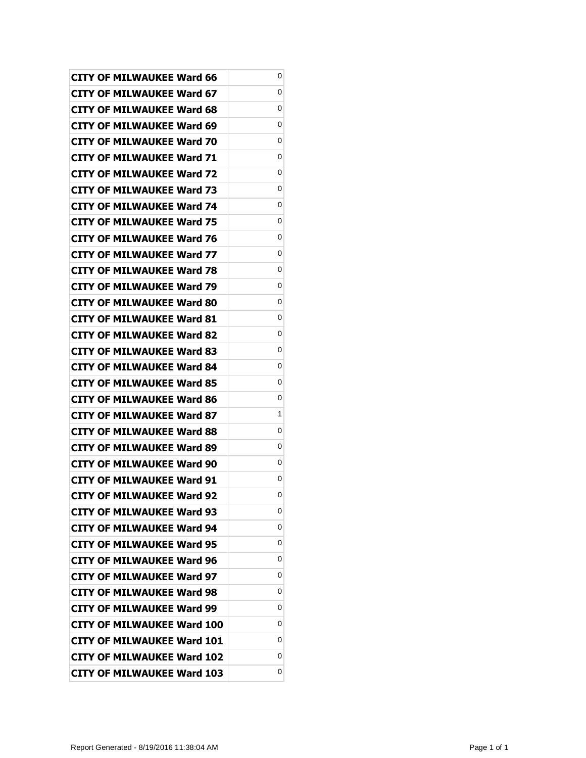| | |
|---|---|
| **CITY OF MILWAUKEE Ward 66** | 0 |
| **CITY OF MILWAUKEE Ward 67** | 0 |
| **CITY OF MILWAUKEE Ward 68** | 0 |
| **CITY OF MILWAUKEE Ward 69** | 0 |
| **CITY OF MILWAUKEE Ward 70** | 0 |
| **CITY OF MILWAUKEE Ward 71** | 0 |
| **CITY OF MILWAUKEE Ward 72** | 0 |
| **CITY OF MILWAUKEE Ward 73** | 0 |
| **CITY OF MILWAUKEE Ward 74** | 0 |
| **CITY OF MILWAUKEE Ward 75** | 0 |
| **CITY OF MILWAUKEE Ward 76** | 0 |
| **CITY OF MILWAUKEE Ward 77** | 0 |
| **CITY OF MILWAUKEE Ward 78** | 0 |
| **CITY OF MILWAUKEE Ward 79** | 0 |
| **CITY OF MILWAUKEE Ward 80** | 0 |
| **CITY OF MILWAUKEE Ward 81** | 0 |
| **CITY OF MILWAUKEE Ward 82** | 0 |
| **CITY OF MILWAUKEE Ward 83** | 0 |
| **CITY OF MILWAUKEE Ward 84** | 0 |
| **CITY OF MILWAUKEE Ward 85** | 0 |
| **CITY OF MILWAUKEE Ward 86** | 0 |
| **CITY OF MILWAUKEE Ward 87** | 1 |
| **CITY OF MILWAUKEE Ward 88** | 0 |
| **CITY OF MILWAUKEE Ward 89** | 0 |
| **CITY OF MILWAUKEE Ward 90** | 0 |
| **CITY OF MILWAUKEE Ward 91** | 0 |
| **CITY OF MILWAUKEE Ward 92** | 0 |
| **CITY OF MILWAUKEE Ward 93** | 0 |
| **CITY OF MILWAUKEE Ward 94** | 0 |
| **CITY OF MILWAUKEE Ward 95** | 0 |
| **CITY OF MILWAUKEE Ward 96** | 0 |
| **CITY OF MILWAUKEE Ward 97** | 0 |
| **CITY OF MILWAUKEE Ward 98** | 0 |
| **CITY OF MILWAUKEE Ward 99** | 0 |
| **CITY OF MILWAUKEE Ward 100** | 0 |
| **CITY OF MILWAUKEE Ward 101** | 0 |
| **CITY OF MILWAUKEE Ward 102** | 0 |
| **CITY OF MILWAUKEE Ward 103** | 0 |

Report Generated - 8/19/2016 11:38:04 AM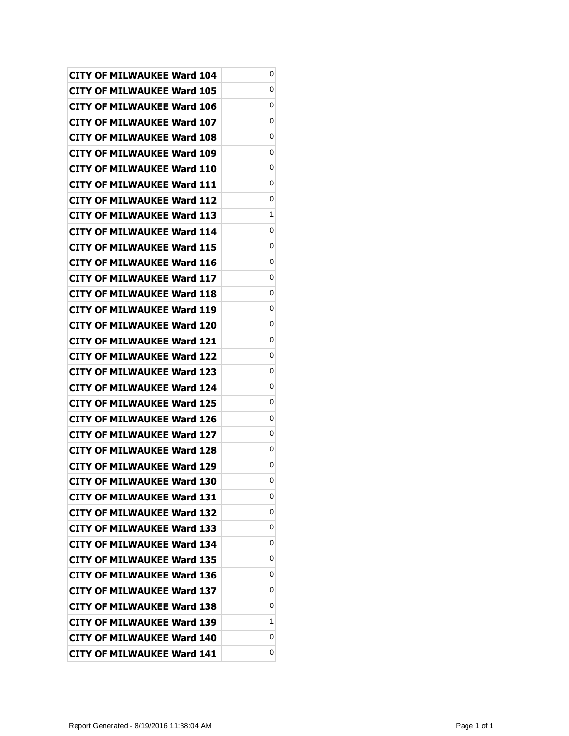| | |
|---|---|
| CITY OF MILWAUKEE Ward 104 | 0 |
| CITY OF MILWAUKEE Ward 105 | 0 |
| CITY OF MILWAUKEE Ward 106 | 0 |
| CITY OF MILWAUKEE Ward 107 | 0 |
| CITY OF MILWAUKEE Ward 108 | 0 |
| CITY OF MILWAUKEE Ward 109 | 0 |
| CITY OF MILWAUKEE Ward 110 | 0 |
| CITY OF MILWAUKEE Ward 111 | 0 |
| CITY OF MILWAUKEE Ward 112 | 0 |
| CITY OF MILWAUKEE Ward 113 | 1 |
| CITY OF MILWAUKEE Ward 114 | 0 |
| CITY OF MILWAUKEE Ward 115 | 0 |
| CITY OF MILWAUKEE Ward 116 | 0 |
| CITY OF MILWAUKEE Ward 117 | 0 |
| CITY OF MILWAUKEE Ward 118 | 0 |
| CITY OF MILWAUKEE Ward 119 | 0 |
| CITY OF MILWAUKEE Ward 120 | 0 |
| CITY OF MILWAUKEE Ward 121 | 0 |
| CITY OF MILWAUKEE Ward 122 | 0 |
| CITY OF MILWAUKEE Ward 123 | 0 |
| CITY OF MILWAUKEE Ward 124 | 0 |
| CITY OF MILWAUKEE Ward 125 | 0 |
| CITY OF MILWAUKEE Ward 126 | 0 |
| CITY OF MILWAUKEE Ward 127 | 0 |
| CITY OF MILWAUKEE Ward 128 | 0 |
| CITY OF MILWAUKEE Ward 129 | 0 |
| CITY OF MILWAUKEE Ward 130 | 0 |
| CITY OF MILWAUKEE Ward 131 | 0 |
| CITY OF MILWAUKEE Ward 132 | 0 |
| CITY OF MILWAUKEE Ward 133 | 0 |
| CITY OF MILWAUKEE Ward 134 | 0 |
| CITY OF MILWAUKEE Ward 135 | 0 |
| CITY OF MILWAUKEE Ward 136 | 0 |
| CITY OF MILWAUKEE Ward 137 | 0 |
| CITY OF MILWAUKEE Ward 138 | 0 |
| CITY OF MILWAUKEE Ward 139 | 1 |
| CITY OF MILWAUKEE Ward 140 | 0 |
| CITY OF MILWAUKEE Ward 141 | 0 |

Report Generated - 8/19/2016 11:38:04 AM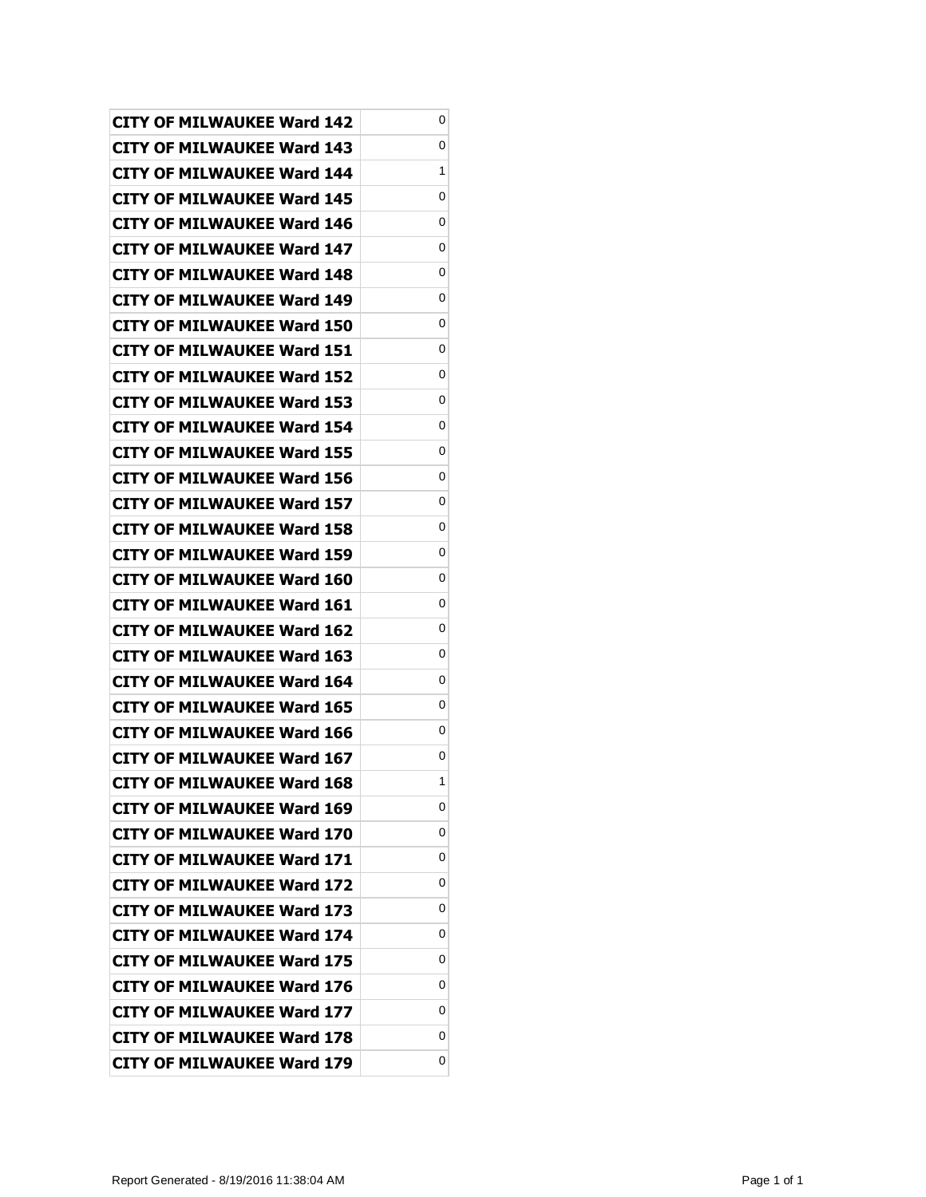| | |
|---|---|
| **CITY OF MILWAUKEE Ward 142** | 0 |
| **CITY OF MILWAUKEE Ward 143** | 0 |
| **CITY OF MILWAUKEE Ward 144** | 1 |
| **CITY OF MILWAUKEE Ward 145** | 0 |
| **CITY OF MILWAUKEE Ward 146** | 0 |
| **CITY OF MILWAUKEE Ward 147** | 0 |
| **CITY OF MILWAUKEE Ward 148** | 0 |
| **CITY OF MILWAUKEE Ward 149** | 0 |
| **CITY OF MILWAUKEE Ward 150** | 0 |
| **CITY OF MILWAUKEE Ward 151** | 0 |
| **CITY OF MILWAUKEE Ward 152** | 0 |
| **CITY OF MILWAUKEE Ward 153** | 0 |
| **CITY OF MILWAUKEE Ward 154** | 0 |
| **CITY OF MILWAUKEE Ward 155** | 0 |
| **CITY OF MILWAUKEE Ward 156** | 0 |
| **CITY OF MILWAUKEE Ward 157** | 0 |
| **CITY OF MILWAUKEE Ward 158** | 0 |
| **CITY OF MILWAUKEE Ward 159** | 0 |
| **CITY OF MILWAUKEE Ward 160** | 0 |
| **CITY OF MILWAUKEE Ward 161** | 0 |
| **CITY OF MILWAUKEE Ward 162** | 0 |
| **CITY OF MILWAUKEE Ward 163** | 0 |
| **CITY OF MILWAUKEE Ward 164** | 0 |
| **CITY OF MILWAUKEE Ward 165** | 0 |
| **CITY OF MILWAUKEE Ward 166** | 0 |
| **CITY OF MILWAUKEE Ward 167** | 0 |
| **CITY OF MILWAUKEE Ward 168** | 1 |
| **CITY OF MILWAUKEE Ward 169** | 0 |
| **CITY OF MILWAUKEE Ward 170** | 0 |
| **CITY OF MILWAUKEE Ward 171** | 0 |
| **CITY OF MILWAUKEE Ward 172** | 0 |
| **CITY OF MILWAUKEE Ward 173** | 0 |
| **CITY OF MILWAUKEE Ward 174** | 0 |
| **CITY OF MILWAUKEE Ward 175** | 0 |
| **CITY OF MILWAUKEE Ward 176** | 0 |
| **CITY OF MILWAUKEE Ward 177** | 0 |
| **CITY OF MILWAUKEE Ward 178** | 0 |
| **CITY OF MILWAUKEE Ward 179** | 0 |

Report Generated - 8/19/2016 11:38:04 AM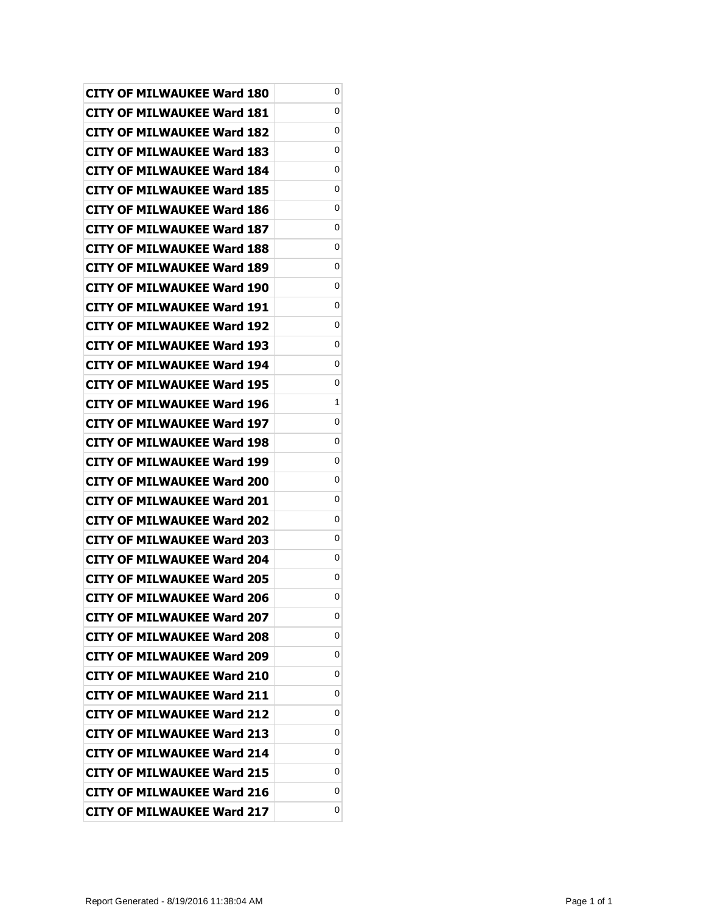| | |
|---|---|
| **CITY OF MILWAUKEE Ward 180** | 0 |
| **CITY OF MILWAUKEE Ward 181** | 0 |
| **CITY OF MILWAUKEE Ward 182** | 0 |
| **CITY OF MILWAUKEE Ward 183** | 0 |
| **CITY OF MILWAUKEE Ward 184** | 0 |
| **CITY OF MILWAUKEE Ward 185** | 0 |
| **CITY OF MILWAUKEE Ward 186** | 0 |
| **CITY OF MILWAUKEE Ward 187** | 0 |
| **CITY OF MILWAUKEE Ward 188** | 0 |
| **CITY OF MILWAUKEE Ward 189** | 0 |
| **CITY OF MILWAUKEE Ward 190** | 0 |
| **CITY OF MILWAUKEE Ward 191** | 0 |
| **CITY OF MILWAUKEE Ward 192** | 0 |
| **CITY OF MILWAUKEE Ward 193** | 0 |
| **CITY OF MILWAUKEE Ward 194** | 0 |
| **CITY OF MILWAUKEE Ward 195** | 0 |
| **CITY OF MILWAUKEE Ward 196** | 1 |
| **CITY OF MILWAUKEE Ward 197** | 0 |
| **CITY OF MILWAUKEE Ward 198** | 0 |
| **CITY OF MILWAUKEE Ward 199** | 0 |
| **CITY OF MILWAUKEE Ward 200** | 0 |
| **CITY OF MILWAUKEE Ward 201** | 0 |
| **CITY OF MILWAUKEE Ward 202** | 0 |
| **CITY OF MILWAUKEE Ward 203** | 0 |
| **CITY OF MILWAUKEE Ward 204** | 0 |
| **CITY OF MILWAUKEE Ward 205** | 0 |
| **CITY OF MILWAUKEE Ward 206** | 0 |
| **CITY OF MILWAUKEE Ward 207** | 0 |
| **CITY OF MILWAUKEE Ward 208** | 0 |
| **CITY OF MILWAUKEE Ward 209** | 0 |
| **CITY OF MILWAUKEE Ward 210** | 0 |
| **CITY OF MILWAUKEE Ward 211** | 0 |
| **CITY OF MILWAUKEE Ward 212** | 0 |
| **CITY OF MILWAUKEE Ward 213** | 0 |
| **CITY OF MILWAUKEE Ward 214** | 0 |
| **CITY OF MILWAUKEE Ward 215** | 0 |
| **CITY OF MILWAUKEE Ward 216** | 0 |
| **CITY OF MILWAUKEE Ward 217** | 0 |

Report Generated - 8/19/2016 11:38:04 AM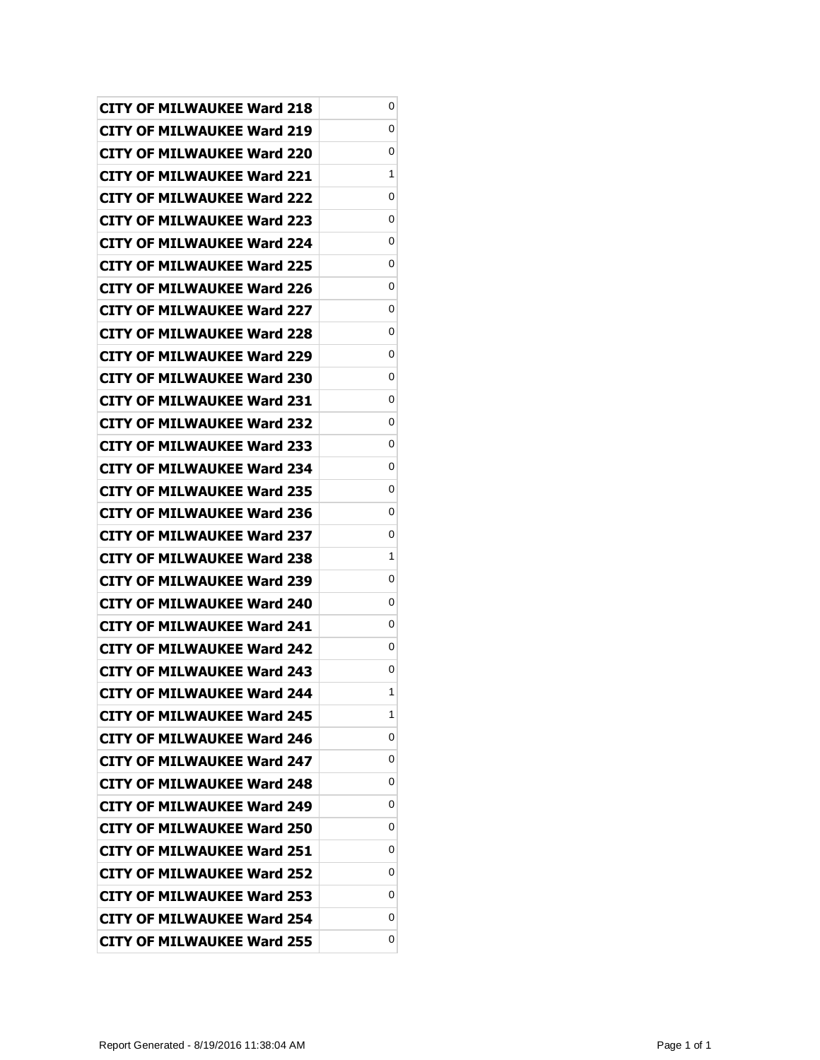| CITY OF MILWAUKEE Ward 218 | 0 |
|---|---|
| CITY OF MILWAUKEE Ward 219 | 0 |
| CITY OF MILWAUKEE Ward 220 | 0 |
| CITY OF MILWAUKEE Ward 221 | 1 |
| CITY OF MILWAUKEE Ward 222 | 0 |
| CITY OF MILWAUKEE Ward 223 | 0 |
| CITY OF MILWAUKEE Ward 224 | 0 |
| CITY OF MILWAUKEE Ward 225 | 0 |
| CITY OF MILWAUKEE Ward 226 | 0 |
| CITY OF MILWAUKEE Ward 227 | 0 |
| CITY OF MILWAUKEE Ward 228 | 0 |
| CITY OF MILWAUKEE Ward 229 | 0 |
| CITY OF MILWAUKEE Ward 230 | 0 |
| CITY OF MILWAUKEE Ward 231 | 0 |
| CITY OF MILWAUKEE Ward 232 | 0 |
| CITY OF MILWAUKEE Ward 233 | 0 |
| CITY OF MILWAUKEE Ward 234 | 0 |
| CITY OF MILWAUKEE Ward 235 | 0 |
| CITY OF MILWAUKEE Ward 236 | 0 |
| CITY OF MILWAUKEE Ward 237 | 0 |
| CITY OF MILWAUKEE Ward 238 | 1 |
| CITY OF MILWAUKEE Ward 239 | 0 |
| CITY OF MILWAUKEE Ward 240 | 0 |
| CITY OF MILWAUKEE Ward 241 | 0 |
| CITY OF MILWAUKEE Ward 242 | 0 |
| CITY OF MILWAUKEE Ward 243 | 0 |
| CITY OF MILWAUKEE Ward 244 | 1 |
| CITY OF MILWAUKEE Ward 245 | 1 |
| CITY OF MILWAUKEE Ward 246 | 0 |
| CITY OF MILWAUKEE Ward 247 | 0 |
| CITY OF MILWAUKEE Ward 248 | 0 |
| CITY OF MILWAUKEE Ward 249 | 0 |
| CITY OF MILWAUKEE Ward 250 | 0 |
| CITY OF MILWAUKEE Ward 251 | 0 |
| CITY OF MILWAUKEE Ward 252 | 0 |
| CITY OF MILWAUKEE Ward 253 | 0 |
| CITY OF MILWAUKEE Ward 254 | 0 |
| CITY OF MILWAUKEE Ward 255 | 0 |

Report Generated - 8/19/2016 11:38:04 AM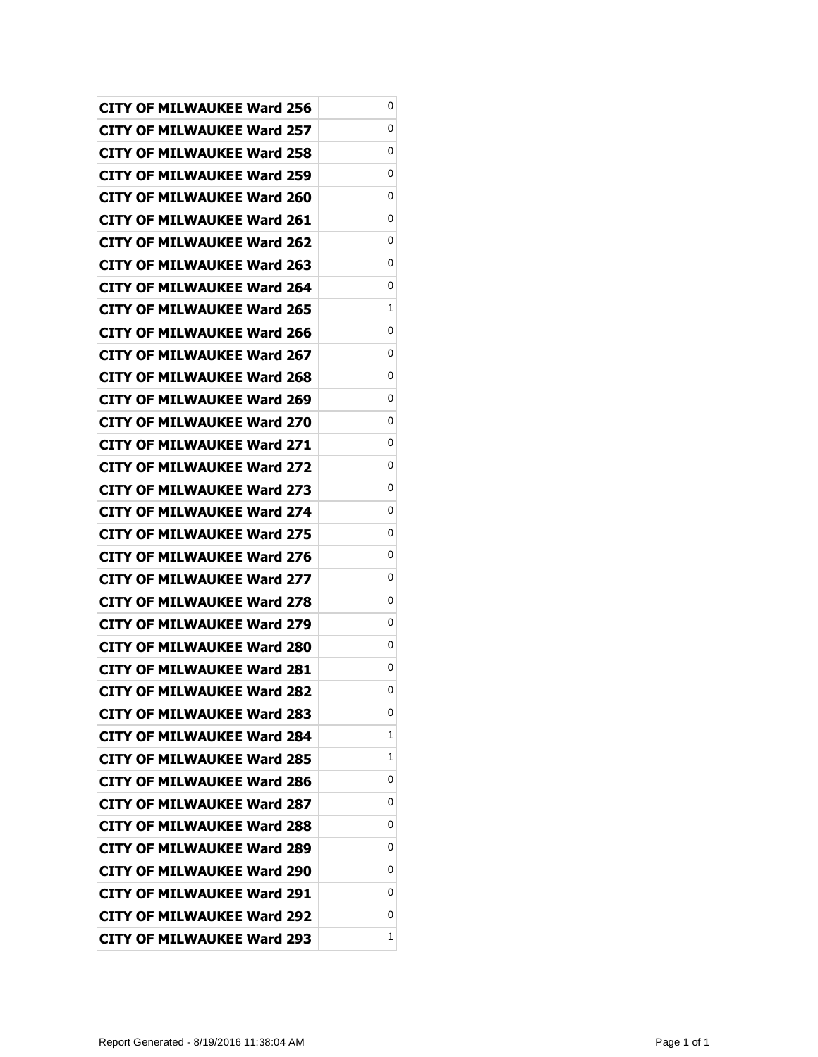| | |
|---|---|
| **CITY OF MILWAUKEE Ward 256** | 0 |
| **CITY OF MILWAUKEE Ward 257** | 0 |
| **CITY OF MILWAUKEE Ward 258** | 0 |
| **CITY OF MILWAUKEE Ward 259** | 0 |
| **CITY OF MILWAUKEE Ward 260** | 0 |
| **CITY OF MILWAUKEE Ward 261** | 0 |
| **CITY OF MILWAUKEE Ward 262** | 0 |
| **CITY OF MILWAUKEE Ward 263** | 0 |
| **CITY OF MILWAUKEE Ward 264** | 0 |
| **CITY OF MILWAUKEE Ward 265** | 1 |
| **CITY OF MILWAUKEE Ward 266** | 0 |
| **CITY OF MILWAUKEE Ward 267** | 0 |
| **CITY OF MILWAUKEE Ward 268** | 0 |
| **CITY OF MILWAUKEE Ward 269** | 0 |
| **CITY OF MILWAUKEE Ward 270** | 0 |
| **CITY OF MILWAUKEE Ward 271** | 0 |
| **CITY OF MILWAUKEE Ward 272** | 0 |
| **CITY OF MILWAUKEE Ward 273** | 0 |
| **CITY OF MILWAUKEE Ward 274** | 0 |
| **CITY OF MILWAUKEE Ward 275** | 0 |
| **CITY OF MILWAUKEE Ward 276** | 0 |
| **CITY OF MILWAUKEE Ward 277** | 0 |
| **CITY OF MILWAUKEE Ward 278** | 0 |
| **CITY OF MILWAUKEE Ward 279** | 0 |
| **CITY OF MILWAUKEE Ward 280** | 0 |
| **CITY OF MILWAUKEE Ward 281** | 0 |
| **CITY OF MILWAUKEE Ward 282** | 0 |
| **CITY OF MILWAUKEE Ward 283** | 0 |
| **CITY OF MILWAUKEE Ward 284** | 1 |
| **CITY OF MILWAUKEE Ward 285** | 1 |
| **CITY OF MILWAUKEE Ward 286** | 0 |
| **CITY OF MILWAUKEE Ward 287** | 0 |
| **CITY OF MILWAUKEE Ward 288** | 0 |
| **CITY OF MILWAUKEE Ward 289** | 0 |
| **CITY OF MILWAUKEE Ward 290** | 0 |
| **CITY OF MILWAUKEE Ward 291** | 0 |
| **CITY OF MILWAUKEE Ward 292** | 0 |
| **CITY OF MILWAUKEE Ward 293** | 1 |

Report Generated - 8/19/2016 11:38:04 AM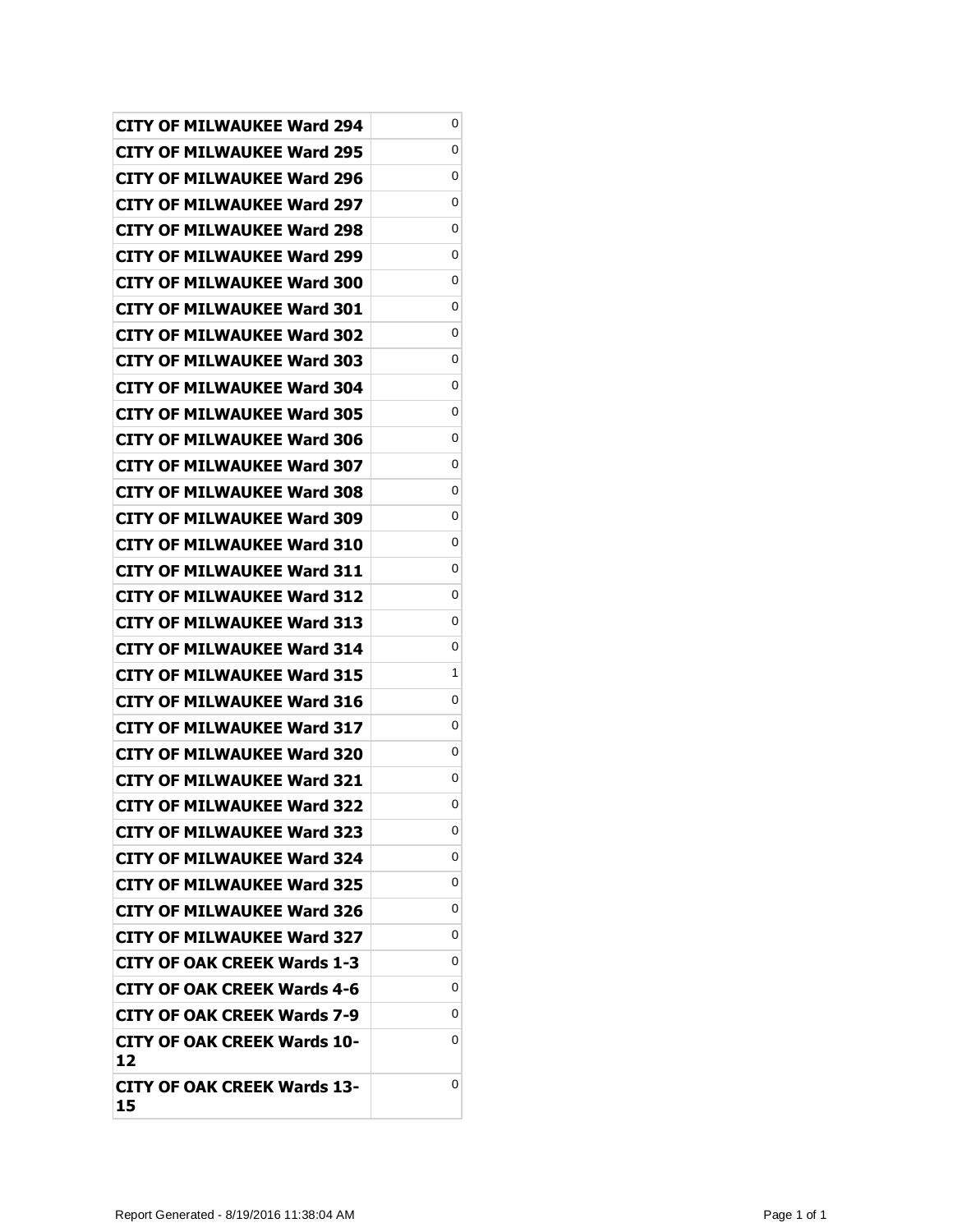| | |
|---|---|
| **CITY OF MILWAUKEE Ward 294** | 0 |
| **CITY OF MILWAUKEE Ward 295** | 0 |
| **CITY OF MILWAUKEE Ward 296** | 0 |
| **CITY OF MILWAUKEE Ward 297** | 0 |
| **CITY OF MILWAUKEE Ward 298** | 0 |
| **CITY OF MILWAUKEE Ward 299** | 0 |
| **CITY OF MILWAUKEE Ward 300** | 0 |
| **CITY OF MILWAUKEE Ward 301** | 0 |
| **CITY OF MILWAUKEE Ward 302** | 0 |
| **CITY OF MILWAUKEE Ward 303** | 0 |
| **CITY OF MILWAUKEE Ward 304** | 0 |
| **CITY OF MILWAUKEE Ward 305** | 0 |
| **CITY OF MILWAUKEE Ward 306** | 0 |
| **CITY OF MILWAUKEE Ward 307** | 0 |
| **CITY OF MILWAUKEE Ward 308** | 0 |
| **CITY OF MILWAUKEE Ward 309** | 0 |
| **CITY OF MILWAUKEE Ward 310** | 0 |
| **CITY OF MILWAUKEE Ward 311** | 0 |
| **CITY OF MILWAUKEE Ward 312** | 0 |
| **CITY OF MILWAUKEE Ward 313** | 0 |
| **CITY OF MILWAUKEE Ward 314** | 0 |
| **CITY OF MILWAUKEE Ward 315** | 1 |
| **CITY OF MILWAUKEE Ward 316** | 0 |
| **CITY OF MILWAUKEE Ward 317** | 0 |
| **CITY OF MILWAUKEE Ward 320** | 0 |
| **CITY OF MILWAUKEE Ward 321** | 0 |
| **CITY OF MILWAUKEE Ward 322** | 0 |
| **CITY OF MILWAUKEE Ward 323** | 0 |
| **CITY OF MILWAUKEE Ward 324** | 0 |
| **CITY OF MILWAUKEE Ward 325** | 0 |
| **CITY OF MILWAUKEE Ward 326** | 0 |
| **CITY OF MILWAUKEE Ward 327** | 0 |
| **CITY OF OAK CREEK Wards 1-3** | 0 |
| **CITY OF OAK CREEK Wards 4-6** | 0 |
| **CITY OF OAK CREEK Wards 7-9** | 0 |
| **CITY OF OAK CREEK Wards 10-12** | 0 |
| **CITY OF OAK CREEK Wards 13-15** | 0 |

Report Generated - 8/19/2016 11:38:04 AM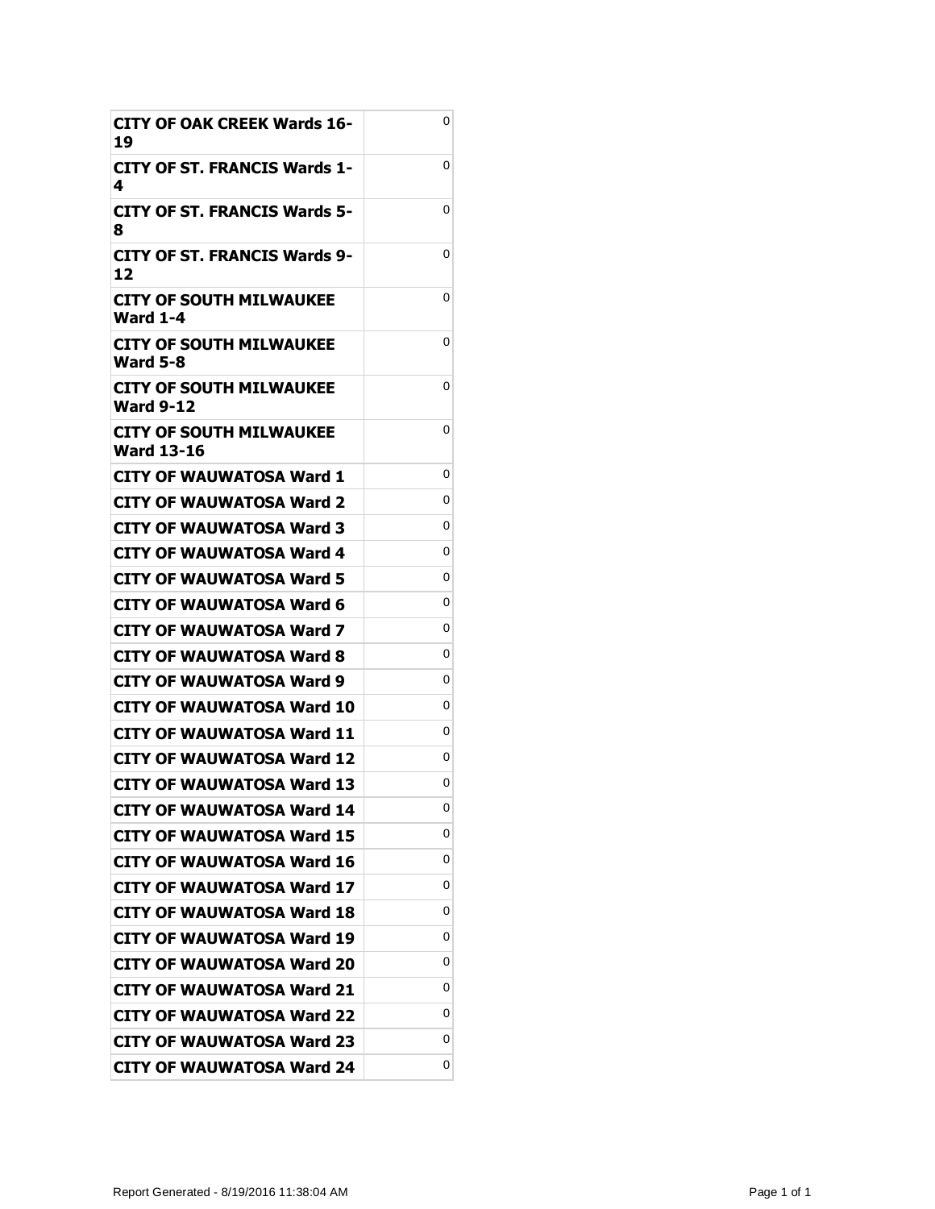| | |
|---|---|
| **CITY OF OAK CREEK Wards 16-19** | 0 |
| **CITY OF ST. FRANCIS Wards 1-4** | 0 |
| **CITY OF ST. FRANCIS Wards 5-8** | 0 |
| **CITY OF ST. FRANCIS Wards 9-12** | 0 |
| **CITY OF SOUTH MILWAUKEE Ward 1-4** | 0 |
| **CITY OF SOUTH MILWAUKEE Ward 5-8** | 0 |
| **CITY OF SOUTH MILWAUKEE Ward 9-12** | 0 |
| **CITY OF SOUTH MILWAUKEE Ward 13-16** | 0 |
| **CITY OF WAUWATOSA Ward 1** | 0 |
| **CITY OF WAUWATOSA Ward 2** | 0 |
| **CITY OF WAUWATOSA Ward 3** | 0 |
| **CITY OF WAUWATOSA Ward 4** | 0 |
| **CITY OF WAUWATOSA Ward 5** | 0 |
| **CITY OF WAUWATOSA Ward 6** | 0 |
| **CITY OF WAUWATOSA Ward 7** | 0 |
| **CITY OF WAUWATOSA Ward 8** | 0 |
| **CITY OF WAUWATOSA Ward 9** | 0 |
| **CITY OF WAUWATOSA Ward 10** | 0 |
| **CITY OF WAUWATOSA Ward 11** | 0 |
| **CITY OF WAUWATOSA Ward 12** | 0 |
| **CITY OF WAUWATOSA Ward 13** | 0 |
| **CITY OF WAUWATOSA Ward 14** | 0 |
| **CITY OF WAUWATOSA Ward 15** | 0 |
| **CITY OF WAUWATOSA Ward 16** | 0 |
| **CITY OF WAUWATOSA Ward 17** | 0 |
| **CITY OF WAUWATOSA Ward 18** | 0 |
| **CITY OF WAUWATOSA Ward 19** | 0 |
| **CITY OF WAUWATOSA Ward 20** | 0 |
| **CITY OF WAUWATOSA Ward 21** | 0 |
| **CITY OF WAUWATOSA Ward 22** | 0 |
| **CITY OF WAUWATOSA Ward 23** | 0 |
| **CITY OF WAUWATOSA Ward 24** | 0 |

Report Generated - 8/19/2016 11:38:04 AM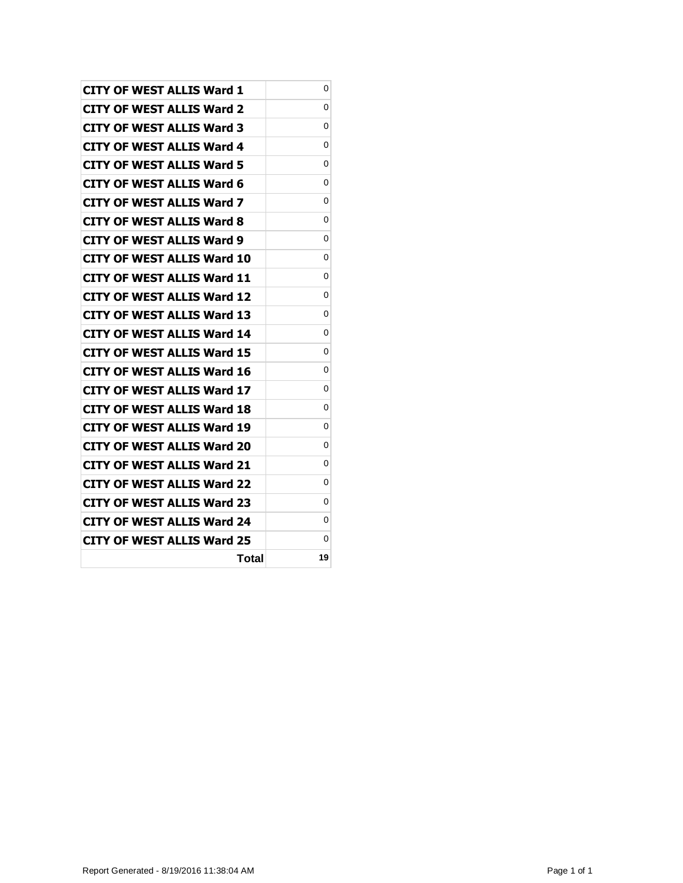| | |
|---|---|
| **CITY OF WEST ALLIS Ward 1** | 0 |
| **CITY OF WEST ALLIS Ward 2** | 0 |
| **CITY OF WEST ALLIS Ward 3** | 0 |
| **CITY OF WEST ALLIS Ward 4** | 0 |
| **CITY OF WEST ALLIS Ward 5** | 0 |
| **CITY OF WEST ALLIS Ward 6** | 0 |
| **CITY OF WEST ALLIS Ward 7** | 0 |
| **CITY OF WEST ALLIS Ward 8** | 0 |
| **CITY OF WEST ALLIS Ward 9** | 0 |
| **CITY OF WEST ALLIS Ward 10** | 0 |
| **CITY OF WEST ALLIS Ward 11** | 0 |
| **CITY OF WEST ALLIS Ward 12** | 0 |
| **CITY OF WEST ALLIS Ward 13** | 0 |
| **CITY OF WEST ALLIS Ward 14** | 0 |
| **CITY OF WEST ALLIS Ward 15** | 0 |
| **CITY OF WEST ALLIS Ward 16** | 0 |
| **CITY OF WEST ALLIS Ward 17** | 0 |
| **CITY OF WEST ALLIS Ward 18** | 0 |
| **CITY OF WEST ALLIS Ward 19** | 0 |
| **CITY OF WEST ALLIS Ward 20** | 0 |
| **CITY OF WEST ALLIS Ward 21** | 0 |
| **CITY OF WEST ALLIS Ward 22** | 0 |
| **CITY OF WEST ALLIS Ward 23** | 0 |
| **CITY OF WEST ALLIS Ward 24** | 0 |
| **CITY OF WEST ALLIS Ward 25** | 0 |
| **Total** | **19** |

Report Generated - 8/19/2016 11:38:04 AM